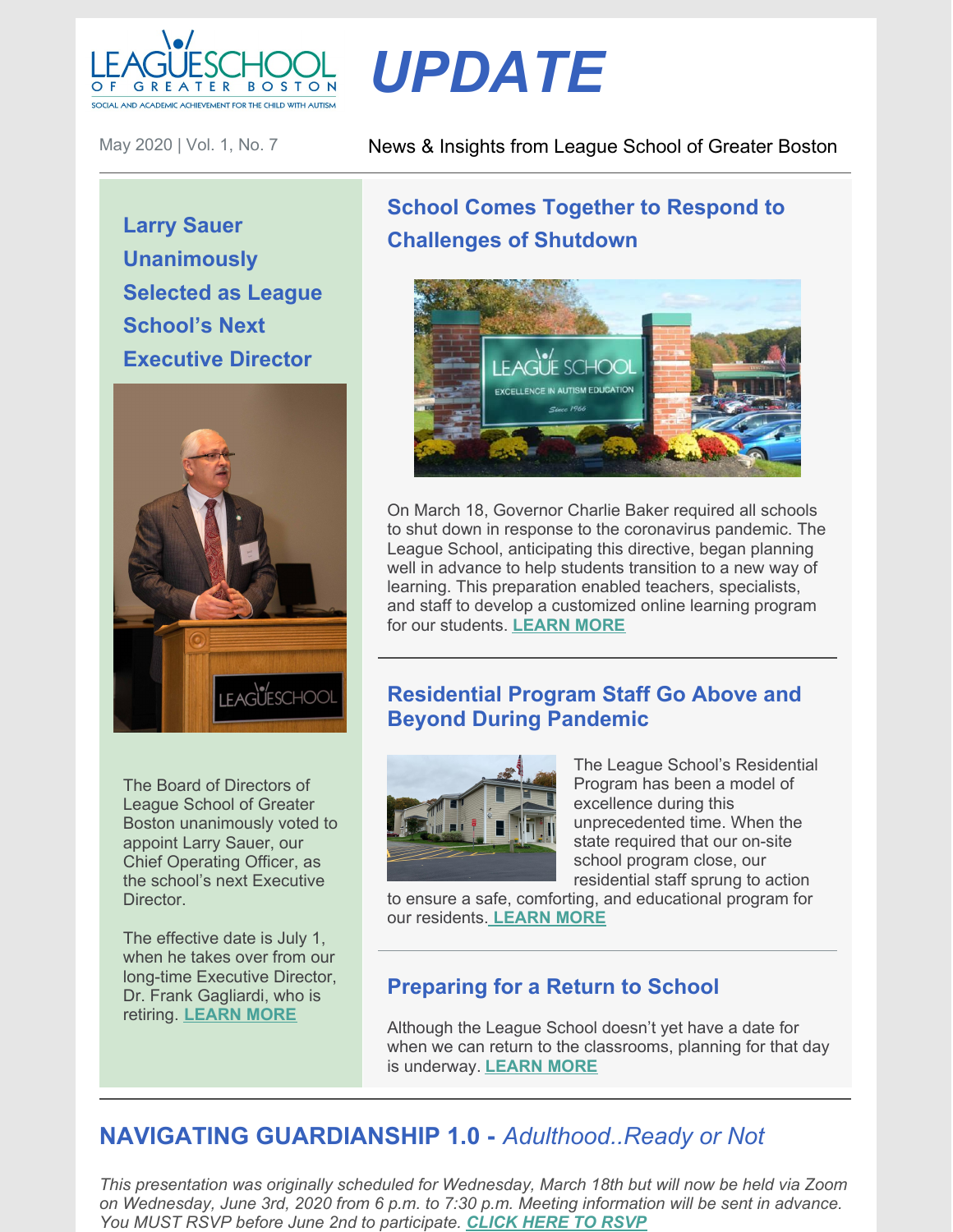# UPDATE

May 2020 | Vol. 1, No. 7

News & Insights from League School of Greater Boston

## Larry Sauer Unanimously Selected as League School's Next Executive Director

The Board of Directors of League School of Greater Boston unanimously voted to appoint Larry Sauer, our Chief Operating Officer, as the school's next Executive Director.

The effective date is July 1, when he takes over from our long-time Executive Director, Dr. Frank Gagliardi, who is retiring. **LEARN MORE**

## School Comes Together to Respond to Challenges of Shutdown

On March 18, Governor Charlie Baker required all schools to shut down in response to the coronavirus pandemic. The League School, anticipating this directive, began planning well in advance to help students transition to a new way of learning. This preparation enabled teachers, specialists, and staff to develop a customized online learning program for our students. **LEARN MORE**

## Residential Program Staff Go Above and Beyond During Pandemic

The League School's Residential Program has been a model of excellence during this unprecedented time. When the state required that our on-site school program close, our residential staff sprung to action to ensure a safe, comforting, and educational program for our residents. **LEARN MORE**

## Preparing for a Return to School

Although the League School doesn't yet have a date for when we can return to the classrooms, planning for that day is underway. **LEARN MORE**

## NAVIGATING GUARDIANSHIP 1.0 - *Adulthood..Ready or Not*

*This presentation was originally scheduled for Wednesday, March 18th but will now be held via Zoom on Wednesday, June 3rd, 2020 from 6 p.m. to 7:30 p.m. Meeting information will be sent in advance. You MUST RSVP before June 2nd to participate.* ***CLICK HERE TO RSVP***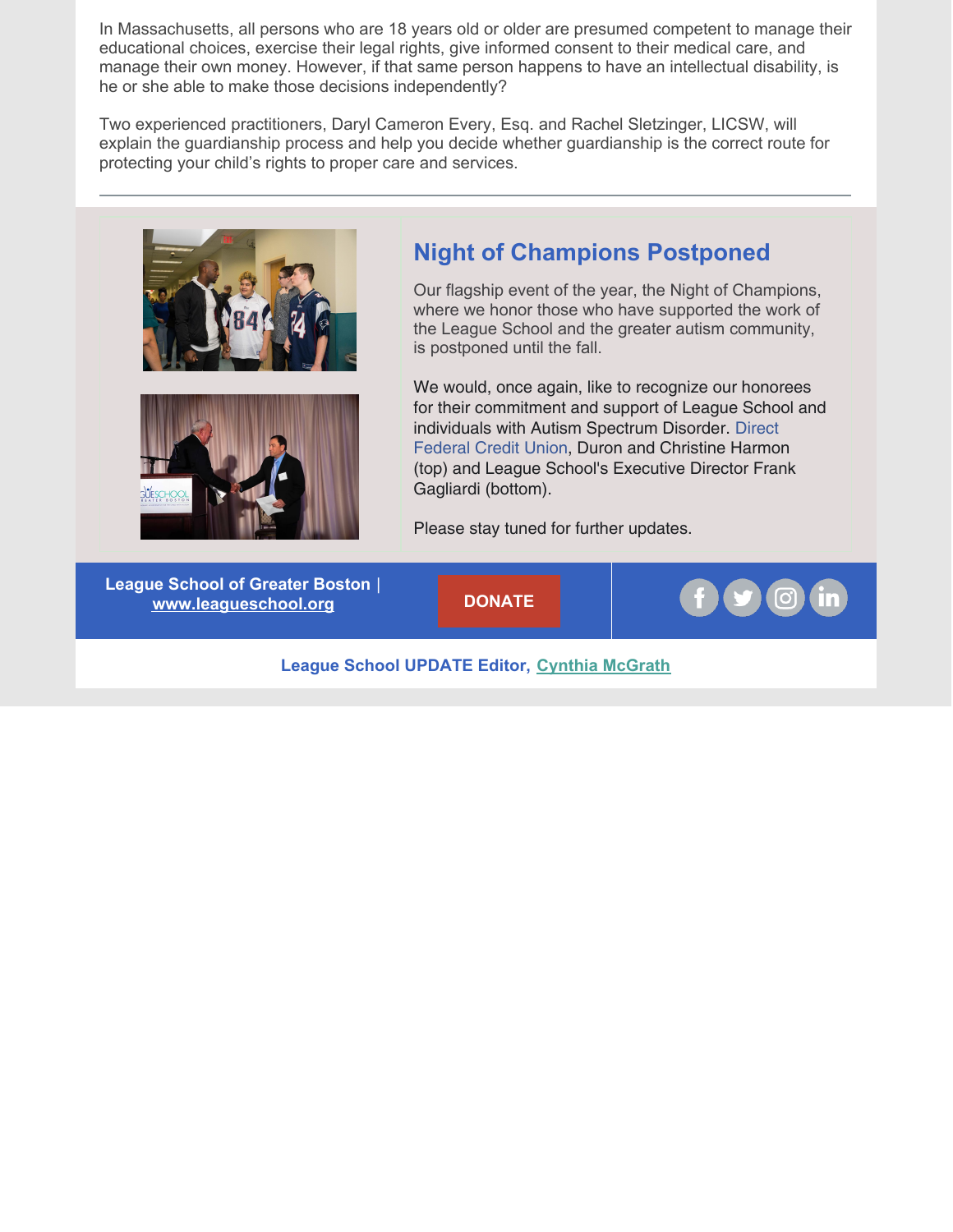In Massachusetts, all persons who are 18 years old or older are presumed competent to manage their educational choices, exercise their legal rights, give informed consent to their medical care, and manage their own money. However, if that same person happens to have an intellectual disability, is he or she able to make those decisions independently?

Two experienced practitioners, Daryl Cameron Every, Esq. and Rachel Sletzinger, LICSW, will explain the guardianship process and help you decide whether guardianship is the correct route for protecting your child's rights to proper care and services.

---

## Night of Champions Postponed

Our flagship event of the year, the Night of Champions, where we honor those who have supported the work of the League School and the greater autism community, is postponed until the fall.

We would, once again, like to recognize our honorees for their commitment and support of League School and individuals with Autism Spectrum Disorder. Direct Federal Credit Union, Duron and Christine Harmon (top) and League School's Executive Director Frank Gagliardi (bottom).

Please stay tuned for further updates.

**League School of Greater Boston** | **www.leagueschool.org**

**DONATE**

**League School UPDATE Editor, Cynthia McGrath**